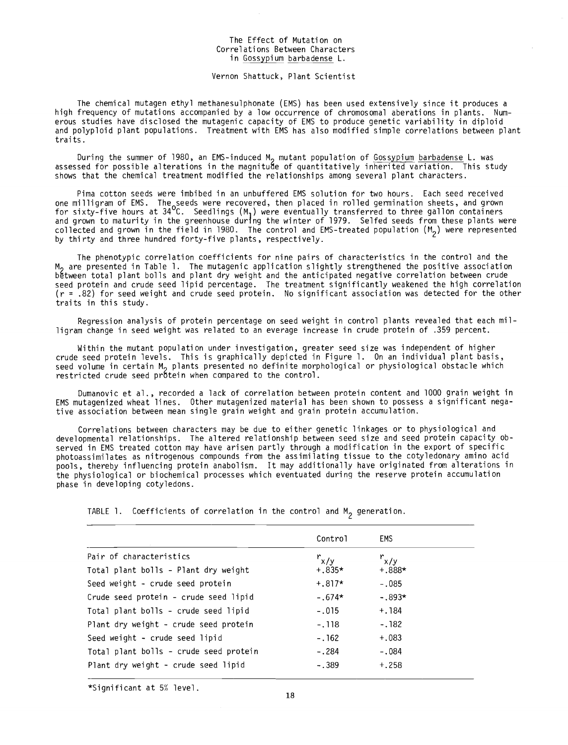# The Effect of Mutation on Correlations Between Characters in *Gossypium barbadense* L.

Vernon Shattuck, Plant Scientist

The chemical mutagen ethyl methanesulphonate (EMS) has been used extensively since it produces a high frequency of mutations accompanied by a low occurrence of chromosomal aberations in plants. Numerous studies have disclosed the mutagenic capacity of EMS to produce genetic variability in diploid and polyploid plant populations. Treatment with EMS has also modified simple correlations between plant traits.

During the summer of 1980, an EMS-induced $M_2$ mutant population of *Gossypium barbadense* L. was assessed for possible alterations in the magnitude of quantitatively inherited variation. This study shows that the chemical treatment modified the relationships among several plant characters.

Pima cotton seeds were imbibed in an unbuffered EMS solution for two hours. Each seed received one milligram of EMS. The seeds were recovered, then placed in rolled germination sheets, and grown for sixty-five hours at 34°C. Seedlings ($M_1$) were eventually transferred to three gallon containers and grown to maturity in the greenhouse during the winter of 1979. Selfed seeds from these plants were collected and grown in the field in 1980. The control and EMS-treated population ($M_2$) were represented by thirty and three hundred forty-five plants, respectively.

The phenotypic correlation coefficients for nine pairs of characteristics in the control and the $M_2$ are presented in Table 1. The mutagenic application slightly strengthened the positive association between total plant bolls and plant dry weight and the anticipated negative correlation between crude seed protein and crude seed lipid percentage. The treatment significantly weakened the high correlation ($r = .82$) for seed weight and crude seed protein. No significant association was detected for the other traits in this study.

Regression analysis of protein percentage on seed weight in control plants revealed that each milligram change in seed weight was related to an everage increase in crude protein of .359 percent.

Within the mutant population under investigation, greater seed size was independent of higher crude seed protein levels. This is graphically depicted in Figure 1. On an individual plant basis, seed volume in certain $M_2$ plants presented no definite morphological or physiological obstacle which restricted crude seed protein when compared to the control.

Dumanovic et al., recorded a lack of correlation between protein content and 1000 grain weight in EMS mutagenized wheat lines. Other mutagenized material has been shown to possess a significant negative association between mean single grain weight and grain protein accumulation.

Correlations between characters may be due to either genetic linkages or to physiological and developmental relationships. The altered relationship between seed size and seed protein capacity observed in EMS treated cotton may have arisen partly through a modification in the export of specific photoassimilates as nitrogenous compounds from the assimilating tissue to the cotyledonary amino acid pools, thereby influencing protein anabolism. It may additionally have originated from alterations in the physiological or biochemical processes which eventuated during the reserve protein accumulation phase in developing cotyledons.

TABLE 1. Coefficients of correlation in the control and $M_2$ generation.

| Pair of characteristics | Control $r_{x/y}$ | EMS $r_{x/y}$ |
|---|---|---|
| Total plant bolls - Plant dry weight | +.835* | +.888* |
| Seed weight - crude seed protein | +.817* | -.085 |
| Crude seed protein - crude seed lipid | -.674* | -.893* |
| Total plant bolls - crude seed lipid | -.015 | +.184 |
| Plant dry weight - crude seed protein | -.118 | -.182 |
| Seed weight - crude seed lipid | -.162 | +.083 |
| Total plant bolls - crude seed protein | -.284 | -.084 |
| Plant dry weight - crude seed lipid | -.389 | +.258 |

*Significant at 5% level.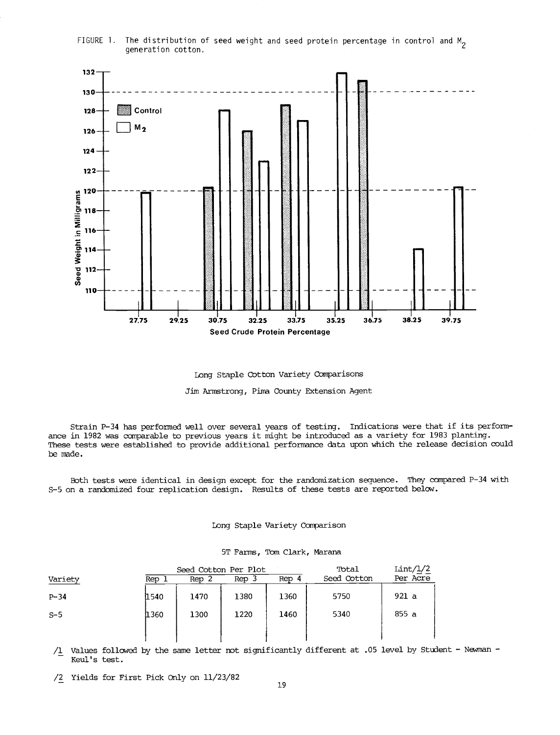FIGURE 1. The distribution of seed weight and seed protein percentage in control and $M_2$ generation cotton.

Control

$M_2$

Seed Weight in Milligrams

132
130
128
126
124
122
120
118
116
114
112
110

27.75 29.25 30.75 32.25 33.75 35.25 36.75 38.25 39.75

Seed Crude Protein Percentage

## Long Staple Cotton Variety Comparisons

Jim Armstrong, Pima County Extension Agent

Strain P-34 has performed well over several years of testing. Indications were that if its performance in 1982 was comparable to previous years it might be introduced as a variety for 1983 planting. These tests were established to provide additional performance data upon which the release decision could be made.

Both tests were identical in design except for the randomization sequence. They compared P-34 with S-5 on a randomized four replication design. Results of these tests are reported below.

### Long Staple Variety Comparison

5T Farms, Tom Clark, Marana

| Variety | Seed Cotton Per Plot | | | | Total Seed Cotton | Lint/1/2 Per Acre |
|---|---|---|---|---|---|---|
| | Rep 1 | Rep 2 | Rep 3 | Rep 4 | | |
| P-34 | 1540 | 1470 | 1380 | 1360 | 5750 | 921 a |
| S-5 | 1360 | 1300 | 1220 | 1460 | 5340 | 855 a |

/1 Values followed by the same letter not significantly different at .05 level by Student - Newman - Keul's test.

/2 Yields for First Pick Only on 11/23/82